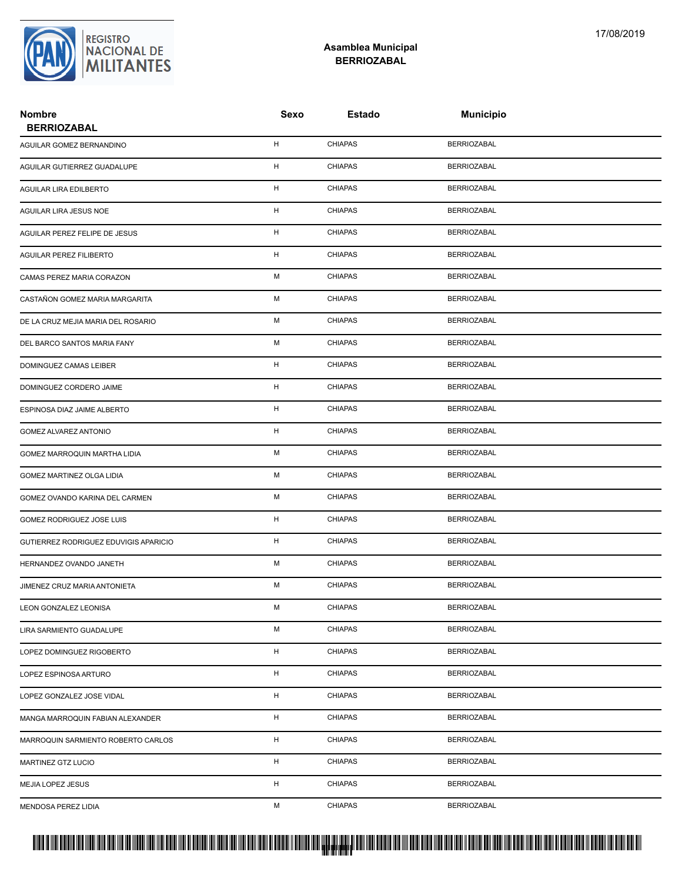REGISTRO NACIONAL DE MILITANTES

17/08/2019

## Asamblea Municipal
## BERRIOZABAL

| Nombre | Sexo | Estado | Municipio |
|---|---|---|---|
| **BERRIOZABAL** | | | |
| AGUILAR GOMEZ BERNANDINO | H | CHIAPAS | BERRIOZABAL |
| AGUILAR GUTIERREZ GUADALUPE | H | CHIAPAS | BERRIOZABAL |
| AGUILAR LIRA EDILBERTO | H | CHIAPAS | BERRIOZABAL |
| AGUILAR LIRA JESUS NOE | H | CHIAPAS | BERRIOZABAL |
| AGUILAR PEREZ FELIPE DE JESUS | H | CHIAPAS | BERRIOZABAL |
| AGUILAR PEREZ FILIBERTO | H | CHIAPAS | BERRIOZABAL |
| CAMAS PEREZ MARIA CORAZON | M | CHIAPAS | BERRIOZABAL |
| CASTAÑON GOMEZ MARIA MARGARITA | M | CHIAPAS | BERRIOZABAL |
| DE LA CRUZ MEJIA MARIA DEL ROSARIO | M | CHIAPAS | BERRIOZABAL |
| DEL BARCO SANTOS MARIA FANY | M | CHIAPAS | BERRIOZABAL |
| DOMINGUEZ CAMAS LEIBER | H | CHIAPAS | BERRIOZABAL |
| DOMINGUEZ CORDERO JAIME | H | CHIAPAS | BERRIOZABAL |
| ESPINOSA DIAZ JAIME ALBERTO | H | CHIAPAS | BERRIOZABAL |
| GOMEZ ALVAREZ ANTONIO | H | CHIAPAS | BERRIOZABAL |
| GOMEZ MARROQUIN MARTHA LIDIA | M | CHIAPAS | BERRIOZABAL |
| GOMEZ MARTINEZ OLGA LIDIA | M | CHIAPAS | BERRIOZABAL |
| GOMEZ OVANDO KARINA DEL CARMEN | M | CHIAPAS | BERRIOZABAL |
| GOMEZ RODRIGUEZ JOSE LUIS | H | CHIAPAS | BERRIOZABAL |
| GUTIERREZ RODRIGUEZ EDUVIGIS APARICIO | H | CHIAPAS | BERRIOZABAL |
| HERNANDEZ OVANDO JANETH | M | CHIAPAS | BERRIOZABAL |
| JIMENEZ CRUZ MARIA ANTONIETA | M | CHIAPAS | BERRIOZABAL |
| LEON GONZALEZ LEONISA | M | CHIAPAS | BERRIOZABAL |
| LIRA SARMIENTO GUADALUPE | M | CHIAPAS | BERRIOZABAL |
| LOPEZ DOMINGUEZ RIGOBERTO | H | CHIAPAS | BERRIOZABAL |
| LOPEZ ESPINOSA ARTURO | H | CHIAPAS | BERRIOZABAL |
| LOPEZ GONZALEZ JOSE VIDAL | H | CHIAPAS | BERRIOZABAL |
| MANGA MARROQUIN FABIAN ALEXANDER | H | CHIAPAS | BERRIOZABAL |
| MARROQUIN SARMIENTO ROBERTO CARLOS | H | CHIAPAS | BERRIOZABAL |
| MARTINEZ GTZ LUCIO | H | CHIAPAS | BERRIOZABAL |
| MEJIA LOPEZ JESUS | H | CHIAPAS | BERRIOZABAL |
| MENDOSA PEREZ LIDIA | M | CHIAPAS | BERRIOZABAL |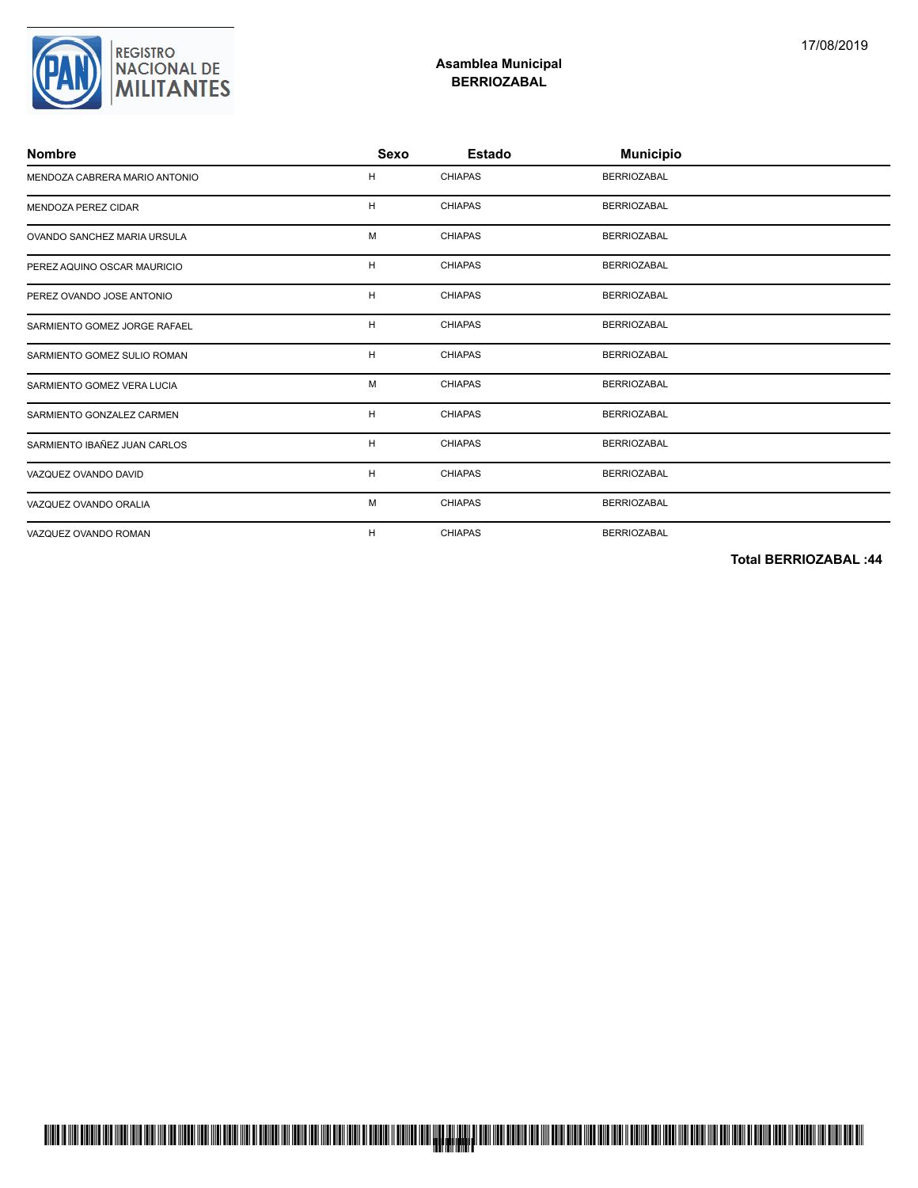| Nombre | Sexo | Estado | Municipio |
| --- | --- | --- | --- |
| MENDOZA CABRERA MARIO ANTONIO | H | CHIAPAS | BERRIOZABAL |
| MENDOZA PEREZ CIDAR | H | CHIAPAS | BERRIOZABAL |
| OVANDO SANCHEZ MARIA URSULA | M | CHIAPAS | BERRIOZABAL |
| PEREZ AQUINO OSCAR MAURICIO | H | CHIAPAS | BERRIOZABAL |
| PEREZ OVANDO JOSE ANTONIO | H | CHIAPAS | BERRIOZABAL |
| SARMIENTO GOMEZ JORGE RAFAEL | H | CHIAPAS | BERRIOZABAL |
| SARMIENTO GOMEZ SULIO ROMAN | H | CHIAPAS | BERRIOZABAL |
| SARMIENTO GOMEZ VERA LUCIA | M | CHIAPAS | BERRIOZABAL |
| SARMIENTO GONZALEZ CARMEN | H | CHIAPAS | BERRIOZABAL |
| SARMIENTO IBAÑEZ JUAN CARLOS | H | CHIAPAS | BERRIOZABAL |
| VAZQUEZ OVANDO DAVID | H | CHIAPAS | BERRIOZABAL |
| VAZQUEZ OVANDO ORALIA | M | CHIAPAS | BERRIOZABAL |
| VAZQUEZ OVANDO ROMAN | H | CHIAPAS | BERRIOZABAL |

**Total BERRIOZABAL :44**